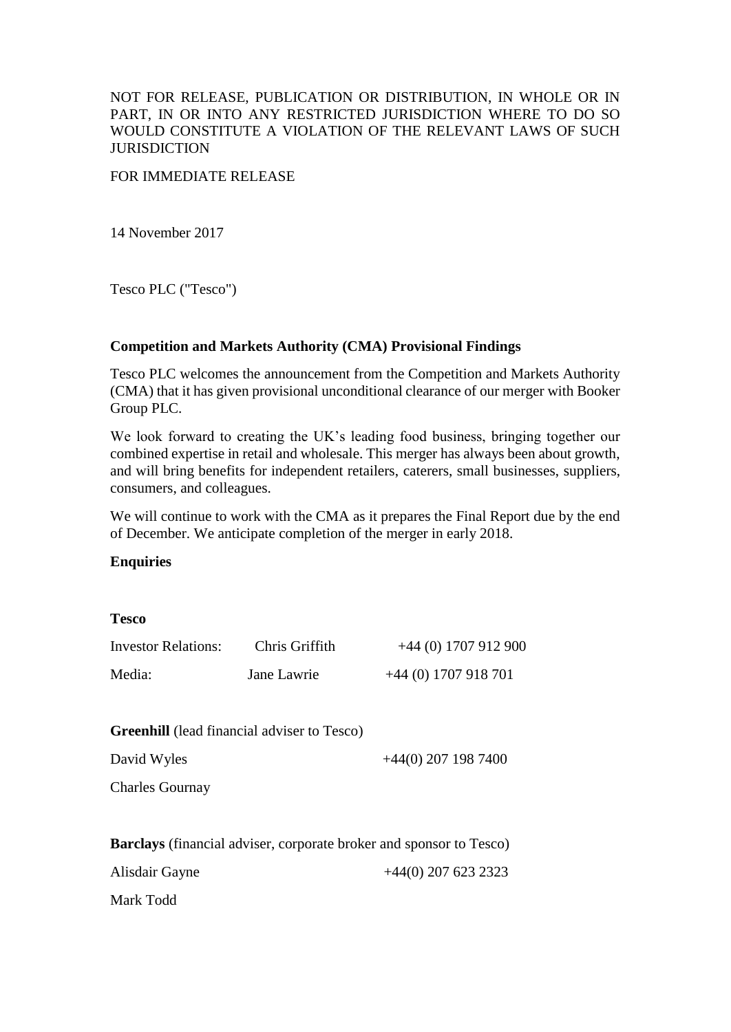NOT FOR RELEASE, PUBLICATION OR DISTRIBUTION, IN WHOLE OR IN PART, IN OR INTO ANY RESTRICTED JURISDICTION WHERE TO DO SO WOULD CONSTITUTE A VIOLATION OF THE RELEVANT LAWS OF SUCH JURISDICTION

FOR IMMEDIATE RELEASE

14 November 2017

Tesco PLC ("Tesco")

**Competition and Markets Authority (CMA) Provisional Findings**

Tesco PLC welcomes the announcement from the Competition and Markets Authority (CMA) that it has given provisional unconditional clearance of our merger with Booker Group PLC.

We look forward to creating the UK's leading food business, bringing together our combined expertise in retail and wholesale. This merger has always been about growth, and will bring benefits for independent retailers, caterers, small businesses, suppliers, consumers, and colleagues.

We will continue to work with the CMA as it prepares the Final Report due by the end of December. We anticipate completion of the merger in early 2018.

**Enquiries**

**Tesco**

| | | |
|---|---|---|
| Investor Relations: | Chris Griffith | +44 (0) 1707 912 900 |
| Media: | Jane Lawrie | +44 (0) 1707 918 701 |

**Greenhill** (lead financial adviser to Tesco)

David Wyles +44(0) 207 198 7400

Charles Gournay

**Barclays** (financial adviser, corporate broker and sponsor to Tesco)

Alisdair Gayne +44(0) 207 623 2323

Mark Todd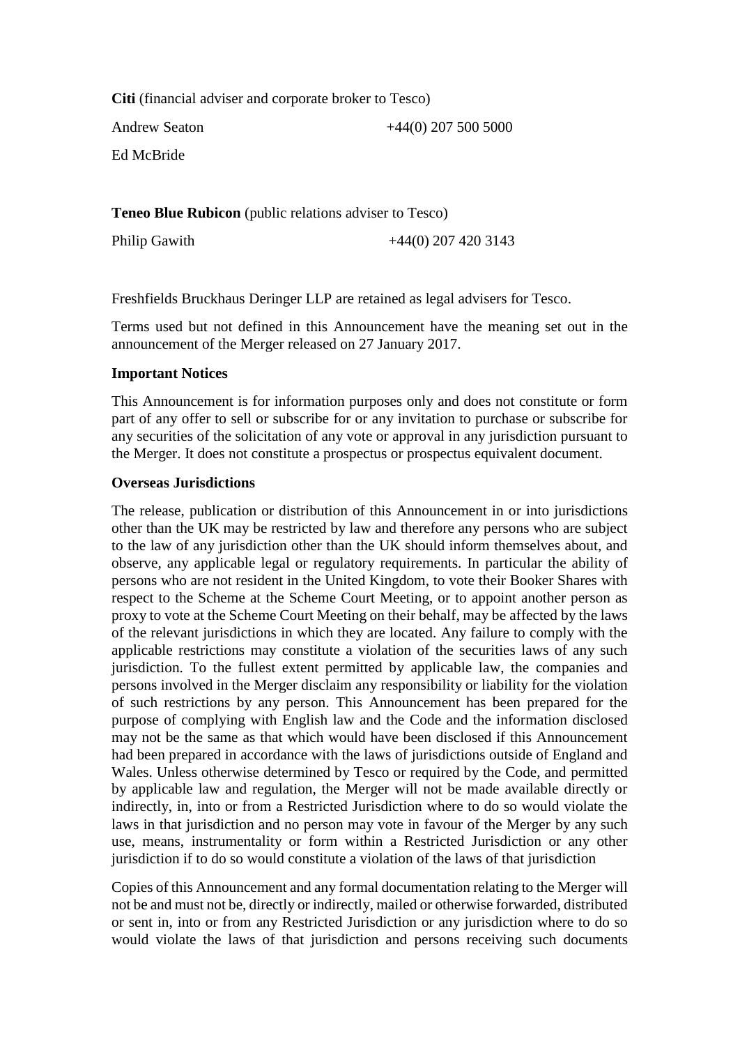**Citi** (financial adviser and corporate broker to Tesco)

Andrew Seaton +44(0) 207 500 5000

Ed McBride

**Teneo Blue Rubicon** (public relations adviser to Tesco)

Philip Gawith +44(0) 207 420 3143

Freshfields Bruckhaus Deringer LLP are retained as legal advisers for Tesco.

Terms used but not defined in this Announcement have the meaning set out in the announcement of the Merger released on 27 January 2017.

**Important Notices**

This Announcement is for information purposes only and does not constitute or form part of any offer to sell or subscribe for or any invitation to purchase or subscribe for any securities of the solicitation of any vote or approval in any jurisdiction pursuant to the Merger. It does not constitute a prospectus or prospectus equivalent document.

**Overseas Jurisdictions**

The release, publication or distribution of this Announcement in or into jurisdictions other than the UK may be restricted by law and therefore any persons who are subject to the law of any jurisdiction other than the UK should inform themselves about, and observe, any applicable legal or regulatory requirements. In particular the ability of persons who are not resident in the United Kingdom, to vote their Booker Shares with respect to the Scheme at the Scheme Court Meeting, or to appoint another person as proxy to vote at the Scheme Court Meeting on their behalf, may be affected by the laws of the relevant jurisdictions in which they are located. Any failure to comply with the applicable restrictions may constitute a violation of the securities laws of any such jurisdiction. To the fullest extent permitted by applicable law, the companies and persons involved in the Merger disclaim any responsibility or liability for the violation of such restrictions by any person. This Announcement has been prepared for the purpose of complying with English law and the Code and the information disclosed may not be the same as that which would have been disclosed if this Announcement had been prepared in accordance with the laws of jurisdictions outside of England and Wales. Unless otherwise determined by Tesco or required by the Code, and permitted by applicable law and regulation, the Merger will not be made available directly or indirectly, in, into or from a Restricted Jurisdiction where to do so would violate the laws in that jurisdiction and no person may vote in favour of the Merger by any such use, means, instrumentality or form within a Restricted Jurisdiction or any other jurisdiction if to do so would constitute a violation of the laws of that jurisdiction

Copies of this Announcement and any formal documentation relating to the Merger will not be and must not be, directly or indirectly, mailed or otherwise forwarded, distributed or sent in, into or from any Restricted Jurisdiction or any jurisdiction where to do so would violate the laws of that jurisdiction and persons receiving such documents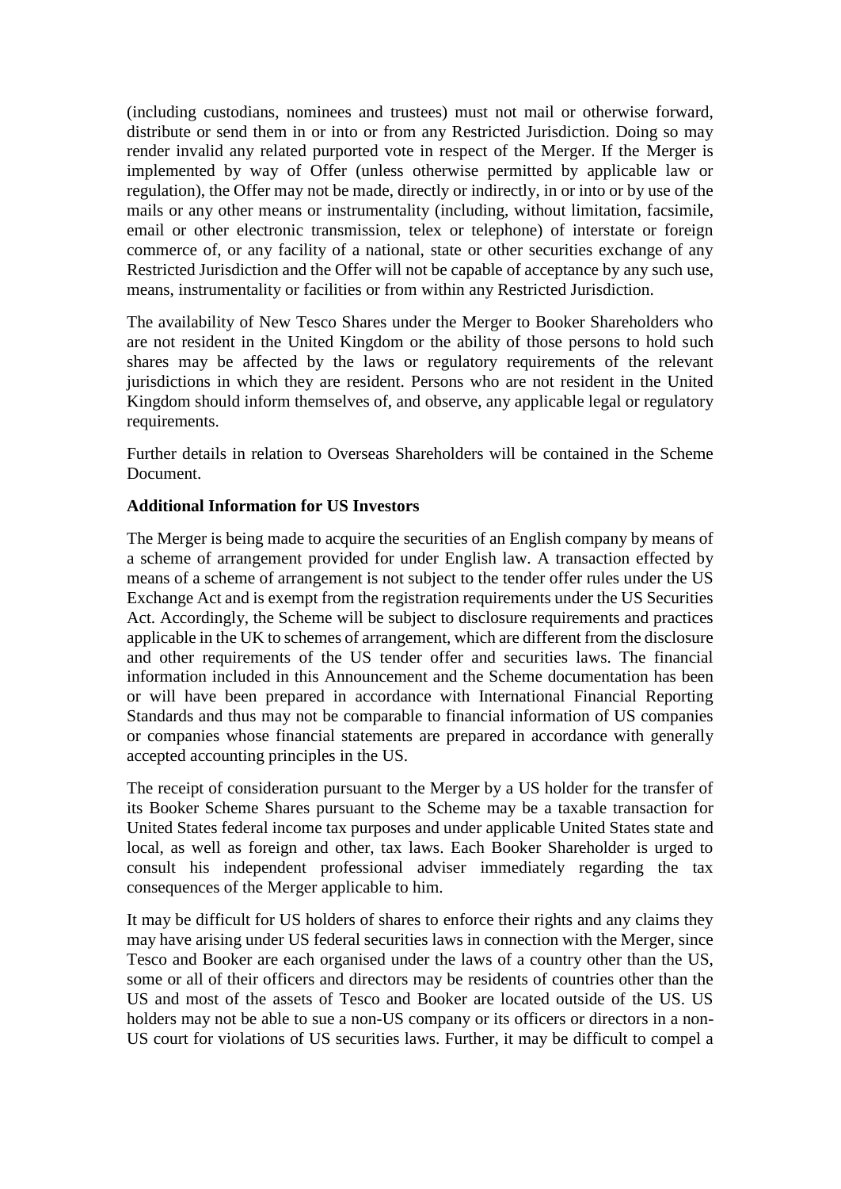(including custodians, nominees and trustees) must not mail or otherwise forward, distribute or send them in or into or from any Restricted Jurisdiction. Doing so may render invalid any related purported vote in respect of the Merger. If the Merger is implemented by way of Offer (unless otherwise permitted by applicable law or regulation), the Offer may not be made, directly or indirectly, in or into or by use of the mails or any other means or instrumentality (including, without limitation, facsimile, email or other electronic transmission, telex or telephone) of interstate or foreign commerce of, or any facility of a national, state or other securities exchange of any Restricted Jurisdiction and the Offer will not be capable of acceptance by any such use, means, instrumentality or facilities or from within any Restricted Jurisdiction.

The availability of New Tesco Shares under the Merger to Booker Shareholders who are not resident in the United Kingdom or the ability of those persons to hold such shares may be affected by the laws or regulatory requirements of the relevant jurisdictions in which they are resident. Persons who are not resident in the United Kingdom should inform themselves of, and observe, any applicable legal or regulatory requirements.

Further details in relation to Overseas Shareholders will be contained in the Scheme Document.

**Additional Information for US Investors**

The Merger is being made to acquire the securities of an English company by means of a scheme of arrangement provided for under English law. A transaction effected by means of a scheme of arrangement is not subject to the tender offer rules under the US Exchange Act and is exempt from the registration requirements under the US Securities Act. Accordingly, the Scheme will be subject to disclosure requirements and practices applicable in the UK to schemes of arrangement, which are different from the disclosure and other requirements of the US tender offer and securities laws. The financial information included in this Announcement and the Scheme documentation has been or will have been prepared in accordance with International Financial Reporting Standards and thus may not be comparable to financial information of US companies or companies whose financial statements are prepared in accordance with generally accepted accounting principles in the US.

The receipt of consideration pursuant to the Merger by a US holder for the transfer of its Booker Scheme Shares pursuant to the Scheme may be a taxable transaction for United States federal income tax purposes and under applicable United States state and local, as well as foreign and other, tax laws. Each Booker Shareholder is urged to consult his independent professional adviser immediately regarding the tax consequences of the Merger applicable to him.

It may be difficult for US holders of shares to enforce their rights and any claims they may have arising under US federal securities laws in connection with the Merger, since Tesco and Booker are each organised under the laws of a country other than the US, some or all of their officers and directors may be residents of countries other than the US and most of the assets of Tesco and Booker are located outside of the US. US holders may not be able to sue a non-US company or its officers or directors in a non-US court for violations of US securities laws. Further, it may be difficult to compel a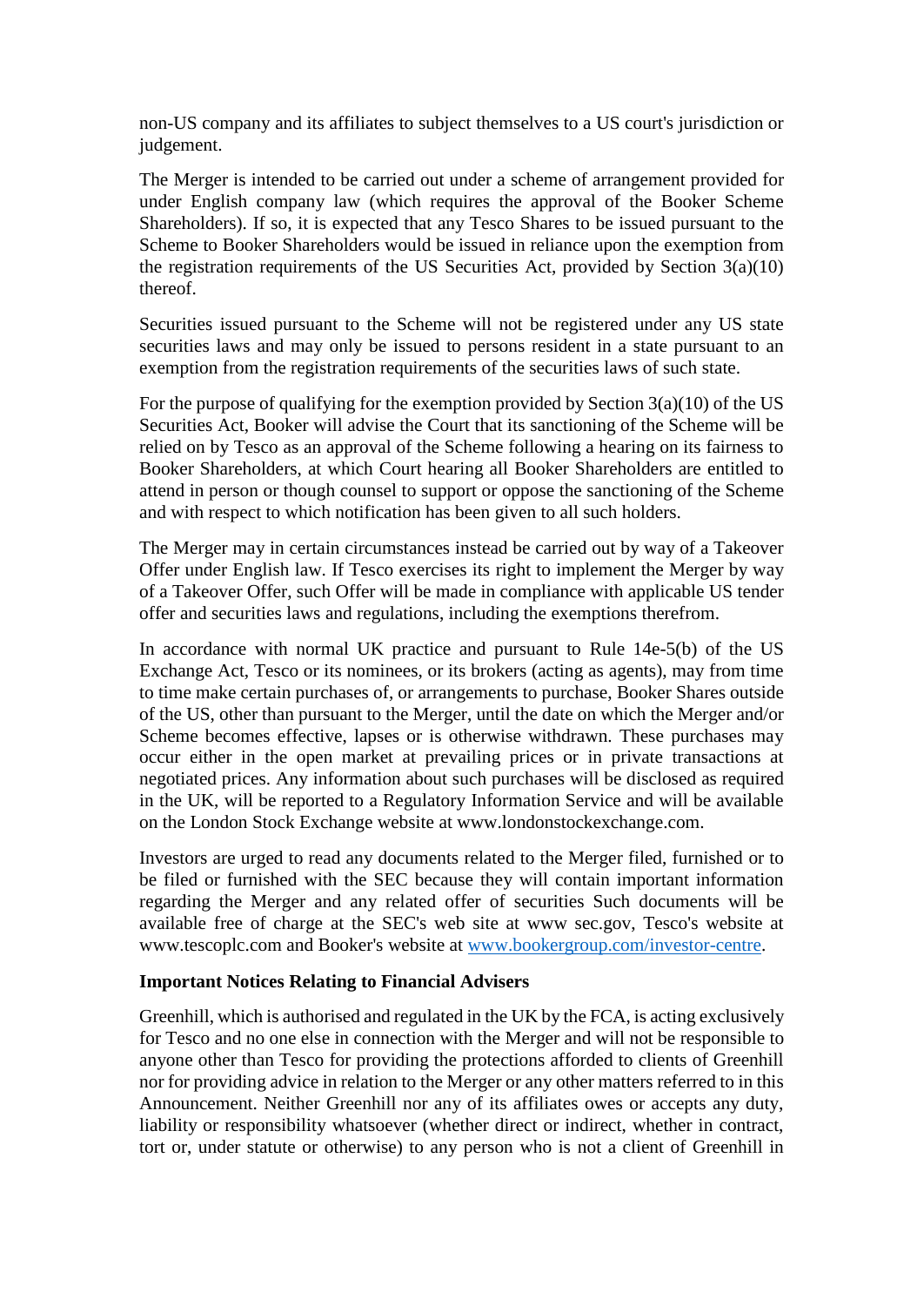non-US company and its affiliates to subject themselves to a US court's jurisdiction or judgement.

The Merger is intended to be carried out under a scheme of arrangement provided for under English company law (which requires the approval of the Booker Scheme Shareholders). If so, it is expected that any Tesco Shares to be issued pursuant to the Scheme to Booker Shareholders would be issued in reliance upon the exemption from the registration requirements of the US Securities Act, provided by Section 3(a)(10) thereof.

Securities issued pursuant to the Scheme will not be registered under any US state securities laws and may only be issued to persons resident in a state pursuant to an exemption from the registration requirements of the securities laws of such state.

For the purpose of qualifying for the exemption provided by Section 3(a)(10) of the US Securities Act, Booker will advise the Court that its sanctioning of the Scheme will be relied on by Tesco as an approval of the Scheme following a hearing on its fairness to Booker Shareholders, at which Court hearing all Booker Shareholders are entitled to attend in person or though counsel to support or oppose the sanctioning of the Scheme and with respect to which notification has been given to all such holders.

The Merger may in certain circumstances instead be carried out by way of a Takeover Offer under English law. If Tesco exercises its right to implement the Merger by way of a Takeover Offer, such Offer will be made in compliance with applicable US tender offer and securities laws and regulations, including the exemptions therefrom.

In accordance with normal UK practice and pursuant to Rule 14e-5(b) of the US Exchange Act, Tesco or its nominees, or its brokers (acting as agents), may from time to time make certain purchases of, or arrangements to purchase, Booker Shares outside of the US, other than pursuant to the Merger, until the date on which the Merger and/or Scheme becomes effective, lapses or is otherwise withdrawn. These purchases may occur either in the open market at prevailing prices or in private transactions at negotiated prices. Any information about such purchases will be disclosed as required in the UK, will be reported to a Regulatory Information Service and will be available on the London Stock Exchange website at www.londonstockexchange.com.

Investors are urged to read any documents related to the Merger filed, furnished or to be filed or furnished with the SEC because they will contain important information regarding the Merger and any related offer of securities Such documents will be available free of charge at the SEC's web site at www sec.gov, Tesco's website at www.tescoplc.com and Booker's website at www.bookergroup.com/investor-centre.

**Important Notices Relating to Financial Advisers**

Greenhill, which is authorised and regulated in the UK by the FCA, is acting exclusively for Tesco and no one else in connection with the Merger and will not be responsible to anyone other than Tesco for providing the protections afforded to clients of Greenhill nor for providing advice in relation to the Merger or any other matters referred to in this Announcement. Neither Greenhill nor any of its affiliates owes or accepts any duty, liability or responsibility whatsoever (whether direct or indirect, whether in contract, tort or, under statute or otherwise) to any person who is not a client of Greenhill in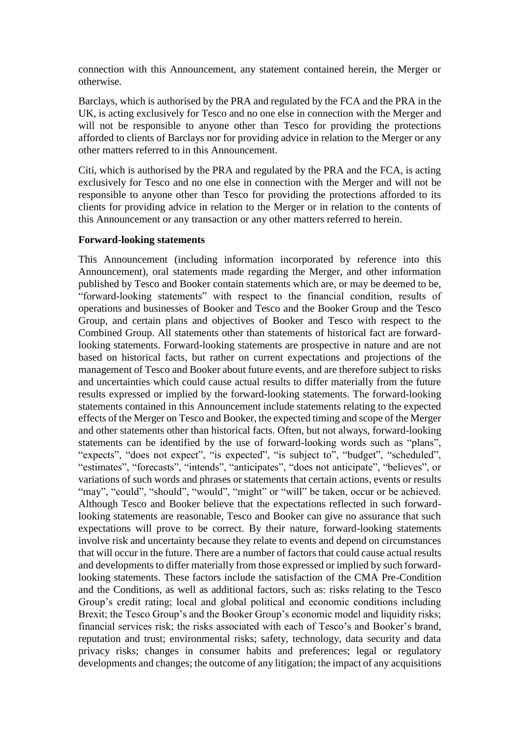connection with this Announcement, any statement contained herein, the Merger or otherwise.

Barclays, which is authorised by the PRA and regulated by the FCA and the PRA in the UK, is acting exclusively for Tesco and no one else in connection with the Merger and will not be responsible to anyone other than Tesco for providing the protections afforded to clients of Barclays nor for providing advice in relation to the Merger or any other matters referred to in this Announcement.

Citi, which is authorised by the PRA and regulated by the PRA and the FCA, is acting exclusively for Tesco and no one else in connection with the Merger and will not be responsible to anyone other than Tesco for providing the protections afforded to its clients for providing advice in relation to the Merger or in relation to the contents of this Announcement or any transaction or any other matters referred to herein.

**Forward-looking statements**

This Announcement (including information incorporated by reference into this Announcement), oral statements made regarding the Merger, and other information published by Tesco and Booker contain statements which are, or may be deemed to be, "forward-looking statements" with respect to the financial condition, results of operations and businesses of Booker and Tesco and the Booker Group and the Tesco Group, and certain plans and objectives of Booker and Tesco with respect to the Combined Group. All statements other than statements of historical fact are forward-looking statements. Forward-looking statements are prospective in nature and are not based on historical facts, but rather on current expectations and projections of the management of Tesco and Booker about future events, and are therefore subject to risks and uncertainties which could cause actual results to differ materially from the future results expressed or implied by the forward-looking statements. The forward-looking statements contained in this Announcement include statements relating to the expected effects of the Merger on Tesco and Booker, the expected timing and scope of the Merger and other statements other than historical facts. Often, but not always, forward-looking statements can be identified by the use of forward-looking words such as "plans", "expects", "does not expect", "is expected", "is subject to", "budget", "scheduled", "estimates", "forecasts", "intends", "anticipates", "does not anticipate", "believes", or variations of such words and phrases or statements that certain actions, events or results "may", "could", "should", "would", "might" or "will" be taken, occur or be achieved. Although Tesco and Booker believe that the expectations reflected in such forward-looking statements are reasonable, Tesco and Booker can give no assurance that such expectations will prove to be correct. By their nature, forward-looking statements involve risk and uncertainty because they relate to events and depend on circumstances that will occur in the future. There are a number of factors that could cause actual results and developments to differ materially from those expressed or implied by such forward-looking statements. These factors include the satisfaction of the CMA Pre-Condition and the Conditions, as well as additional factors, such as: risks relating to the Tesco Group's credit rating; local and global political and economic conditions including Brexit; the Tesco Group's and the Booker Group's economic model and liquidity risks; financial services risk; the risks associated with each of Tesco's and Booker's brand, reputation and trust; environmental risks; safety, technology, data security and data privacy risks; changes in consumer habits and preferences; legal or regulatory developments and changes; the outcome of any litigation; the impact of any acquisitions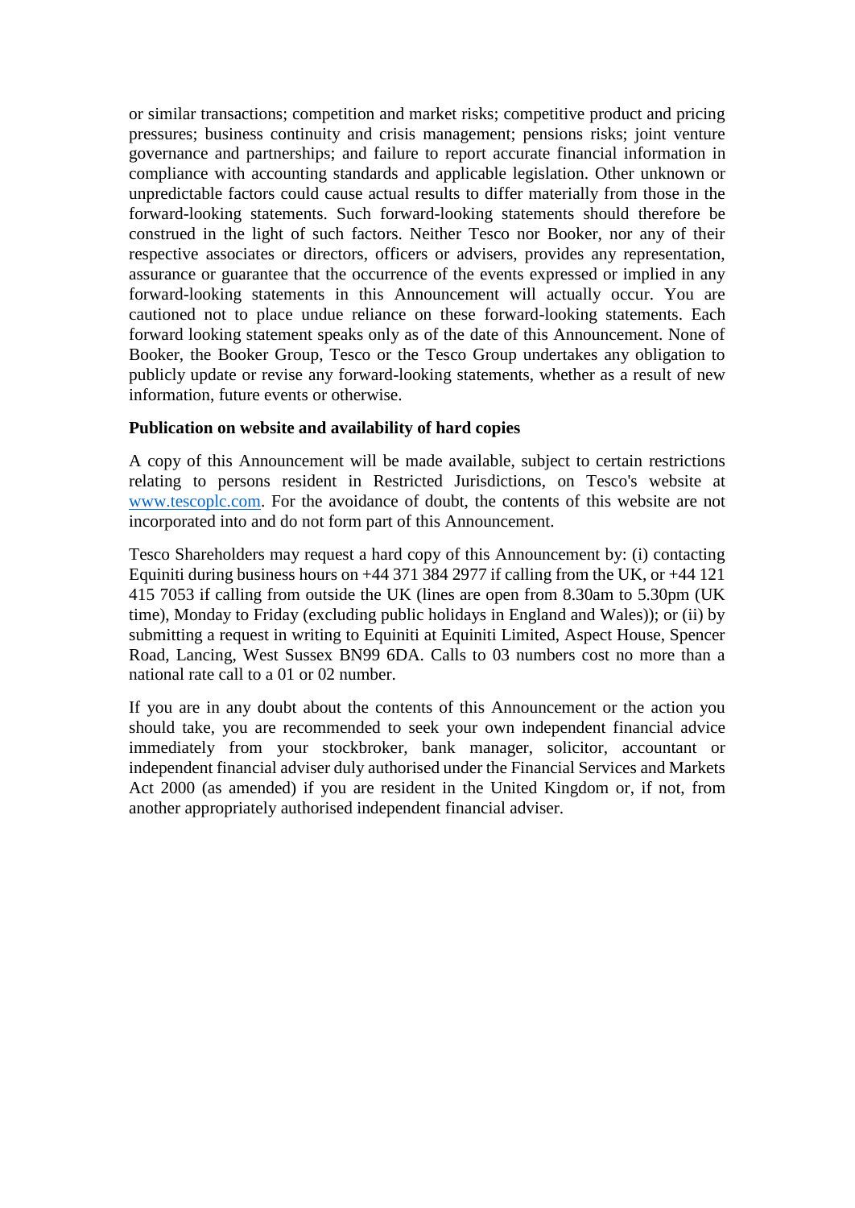or similar transactions; competition and market risks; competitive product and pricing pressures; business continuity and crisis management; pensions risks; joint venture governance and partnerships; and failure to report accurate financial information in compliance with accounting standards and applicable legislation. Other unknown or unpredictable factors could cause actual results to differ materially from those in the forward-looking statements. Such forward-looking statements should therefore be construed in the light of such factors. Neither Tesco nor Booker, nor any of their respective associates or directors, officers or advisers, provides any representation, assurance or guarantee that the occurrence of the events expressed or implied in any forward-looking statements in this Announcement will actually occur. You are cautioned not to place undue reliance on these forward-looking statements. Each forward looking statement speaks only as of the date of this Announcement. None of Booker, the Booker Group, Tesco or the Tesco Group undertakes any obligation to publicly update or revise any forward-looking statements, whether as a result of new information, future events or otherwise.

**Publication on website and availability of hard copies**

A copy of this Announcement will be made available, subject to certain restrictions relating to persons resident in Restricted Jurisdictions, on Tesco's website at [www.tescoplc.com](http://www.tescoplc.com). For the avoidance of doubt, the contents of this website are not incorporated into and do not form part of this Announcement.

Tesco Shareholders may request a hard copy of this Announcement by: (i) contacting Equiniti during business hours on +44 371 384 2977 if calling from the UK, or +44 121 415 7053 if calling from outside the UK (lines are open from 8.30am to 5.30pm (UK time), Monday to Friday (excluding public holidays in England and Wales)); or (ii) by submitting a request in writing to Equiniti at Equiniti Limited, Aspect House, Spencer Road, Lancing, West Sussex BN99 6DA. Calls to 03 numbers cost no more than a national rate call to a 01 or 02 number.

If you are in any doubt about the contents of this Announcement or the action you should take, you are recommended to seek your own independent financial advice immediately from your stockbroker, bank manager, solicitor, accountant or independent financial adviser duly authorised under the Financial Services and Markets Act 2000 (as amended) if you are resident in the United Kingdom or, if not, from another appropriately authorised independent financial adviser.